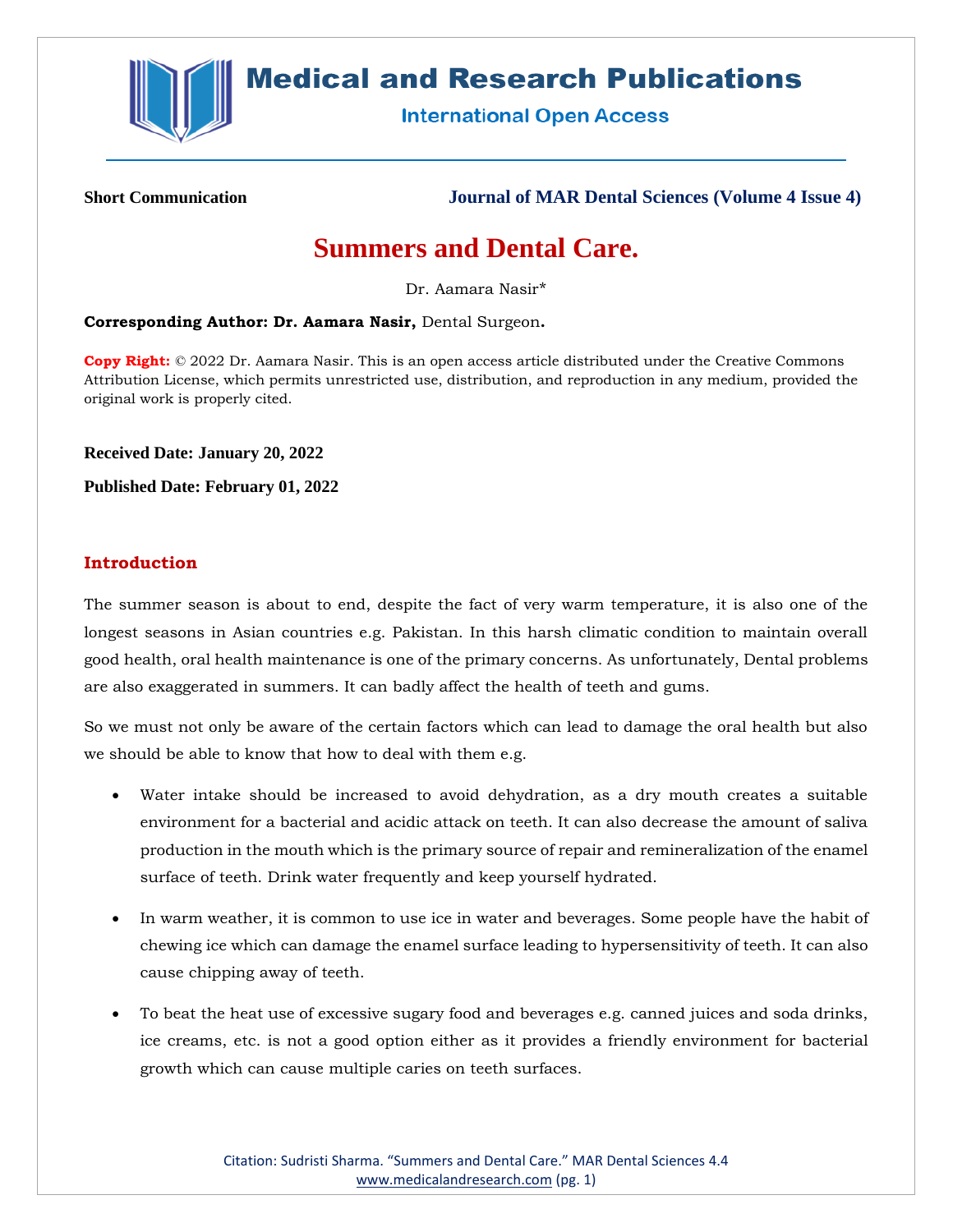**Short Communication** | **Journal of MAR Dental Sciences (Volume 4 Issue 4)**

# Summers and Dental Care.

Dr. Aamara Nasir*

**Corresponding Author: Dr. Aamara Nasir,** Dental Surgeon**.**

**Copy Right:** © 2022 Dr. Aamara Nasir. This is an open access article distributed under the Creative Commons Attribution License, which permits unrestricted use, distribution, and reproduction in any medium, provided the original work is properly cited.

**Received Date: January 20, 2022**

**Published Date: February 01, 2022**

## Introduction

The summer season is about to end, despite the fact of very warm temperature, it is also one of the longest seasons in Asian countries e.g. Pakistan. In this harsh climatic condition to maintain overall good health, oral health maintenance is one of the primary concerns. As unfortunately, Dental problems are also exaggerated in summers. It can badly affect the health of teeth and gums.

So we must not only be aware of the certain factors which can lead to damage the oral health but also we should be able to know that how to deal with them e.g.

- Water intake should be increased to avoid dehydration, as a dry mouth creates a suitable environment for a bacterial and acidic attack on teeth. It can also decrease the amount of saliva production in the mouth which is the primary source of repair and remineralization of the enamel surface of teeth. Drink water frequently and keep yourself hydrated.
- In warm weather, it is common to use ice in water and beverages. Some people have the habit of chewing ice which can damage the enamel surface leading to hypersensitivity of teeth. It can also cause chipping away of teeth.
- To beat the heat use of excessive sugary food and beverages e.g. canned juices and soda drinks, ice creams, etc. is not a good option either as it provides a friendly environment for bacterial growth which can cause multiple caries on teeth surfaces.

Citation: Sudristi Sharma. "Summers and Dental Care." MAR Dental Sciences 4.4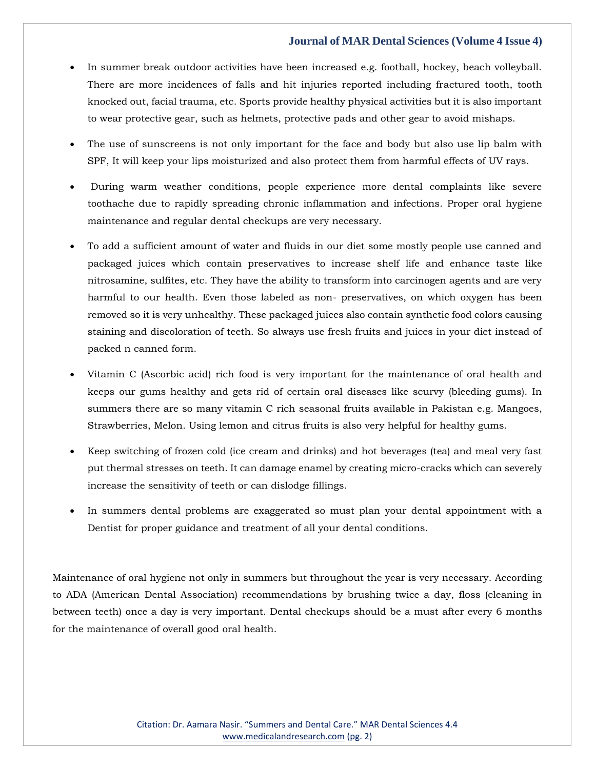- In summer break outdoor activities have been increased e.g. football, hockey, beach volleyball. There are more incidences of falls and hit injuries reported including fractured tooth, tooth knocked out, facial trauma, etc. Sports provide healthy physical activities but it is also important to wear protective gear, such as helmets, protective pads and other gear to avoid mishaps.

- The use of sunscreens is not only important for the face and body but also use lip balm with SPF, It will keep your lips moisturized and also protect them from harmful effects of UV rays.

- During warm weather conditions, people experience more dental complaints like severe toothache due to rapidly spreading chronic inflammation and infections. Proper oral hygiene maintenance and regular dental checkups are very necessary.

- To add a sufficient amount of water and fluids in our diet some mostly people use canned and packaged juices which contain preservatives to increase shelf life and enhance taste like nitrosamine, sulfites, etc. They have the ability to transform into carcinogen agents and are very harmful to our health. Even those labeled as non- preservatives, on which oxygen has been removed so it is very unhealthy. These packaged juices also contain synthetic food colors causing staining and discoloration of teeth. So always use fresh fruits and juices in your diet instead of packed n canned form.

- Vitamin C (Ascorbic acid) rich food is very important for the maintenance of oral health and keeps our gums healthy and gets rid of certain oral diseases like scurvy (bleeding gums). In summers there are so many vitamin C rich seasonal fruits available in Pakistan e.g. Mangoes, Strawberries, Melon. Using lemon and citrus fruits is also very helpful for healthy gums.

- Keep switching of frozen cold (ice cream and drinks) and hot beverages (tea) and meal very fast put thermal stresses on teeth. It can damage enamel by creating micro-cracks which can severely increase the sensitivity of teeth or can dislodge fillings.

- In summers dental problems are exaggerated so must plan your dental appointment with a Dentist for proper guidance and treatment of all your dental conditions.

Maintenance of oral hygiene not only in summers but throughout the year is very necessary. According to ADA (American Dental Association) recommendations by brushing twice a day, floss (cleaning in between teeth) once a day is very important. Dental checkups should be a must after every 6 months for the maintenance of overall good oral health.